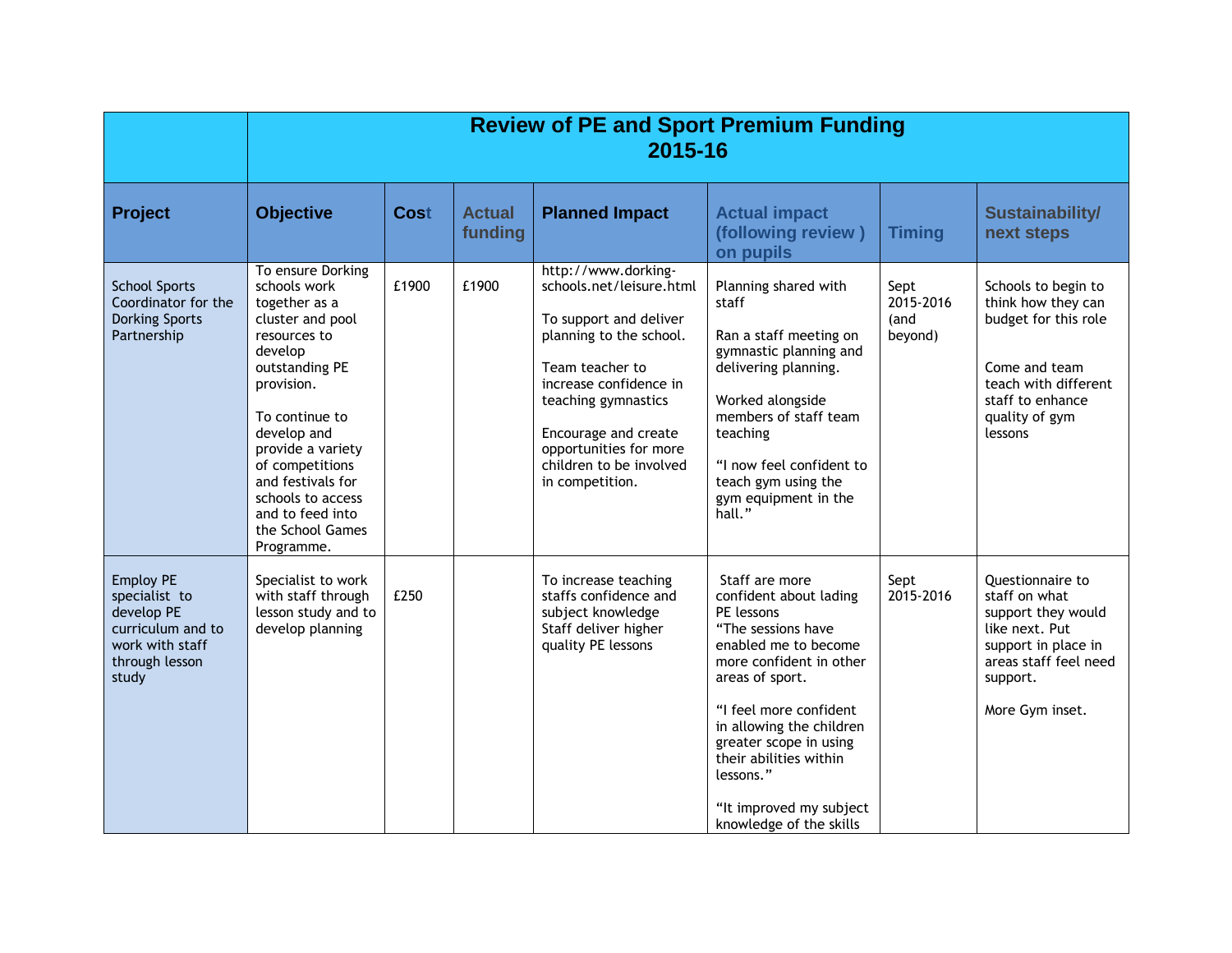# Review of PE and Sport Premium Funding 2015-16

| Project | Objective | Cost | Actual funding | Planned Impact | Actual impact (following review ) on pupils | Timing | Sustainability/ next steps |
|---|---|---|---|---|---|---|---|
| School Sports Coordinator for the Dorking Sports Partnership | To ensure Dorking schools work together as a cluster and pool resources to develop outstanding PE provision.<br><br>To continue to develop and provide a variety of competitions and festivals for schools to access and to feed into the School Games Programme. | £1900 | £1900 | http://www.dorking-schools.net/leisure.html<br><br>To support and deliver planning to the school.<br><br>Team teacher to increase confidence in teaching gymnastics<br><br>Encourage and create opportunities for more children to be involved in competition. | Planning shared with staff<br><br>Ran a staff meeting on gymnastic planning and delivering planning.<br><br>Worked alongside members of staff team teaching<br><br>"I now feel confident to teach gym using the gym equipment in the hall." | Sept 2015-2016 (and beyond) | Schools to begin to think how they can budget for this role<br><br>Come and team teach with different staff to enhance quality of gym lessons |
| Employ PE specialist to develop PE curriculum and to work with staff through lesson study | Specialist to work with staff through lesson study and to develop planning | £250 | | To increase teaching staffs confidence and subject knowledge Staff deliver higher quality PE lessons | Staff are more confident about lading PE lessons<br>"The sessions have enabled me to become more confident in other areas of sport.<br><br>"I feel more confident in allowing the children greater scope in using their abilities within lessons."<br><br>"It improved my subject knowledge of the skills | Sept 2015-2016 | Questionnaire to staff on what support they would like next. Put support in place in areas staff feel need support.<br><br>More Gym inset. |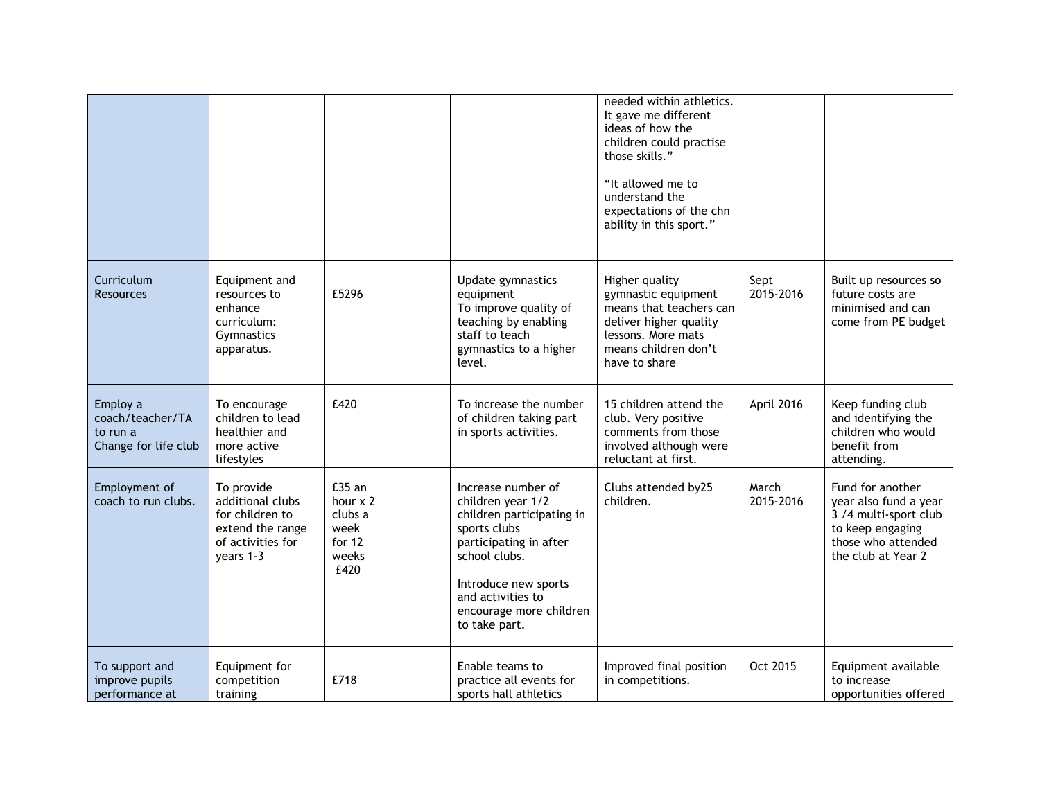| | | | | | | | |
|---|---|---|---|---|---|---|---|
| | | | | | needed within athletics. It gave me different ideas of how the children could practise those skills."<br><br>"It allowed me to understand the expectations of the chn ability in this sport." | | |
| Curriculum Resources | Equipment and resources to enhance curriculum: Gymnastics apparatus. | £5296 | | Update gymnastics equipment<br>To improve quality of teaching by enabling staff to teach gymnastics to a higher level. | Higher quality gymnastic equipment means that teachers can deliver higher quality lessons. More mats means children don't have to share | Sept 2015-2016 | Built up resources so future costs are minimised and can come from PE budget |
| Employ a coach/teacher/TA to run a Change for life club | To encourage children to lead healthier and more active lifestyles | £420 | | To increase the number of children taking part in sports activities. | 15 children attend the club. Very positive comments from those involved although were reluctant at first. | April 2016 | Keep funding club and identifying the children who would benefit from attending. |
| Employment of coach to run clubs. | To provide additional clubs for children to extend the range of activities for years 1-3 | £35 an hour x 2 clubs a week for 12 weeks<br>£420 | | Increase number of children year 1/2 children participating in sports clubs participating in after school clubs.<br><br>Introduce new sports and activities to encourage more children to take part. | Clubs attended by25 children. | March 2015-2016 | Fund for another year also fund a year 3 /4 multi-sport club to keep engaging those who attended the club at Year 2 |
| To support and improve pupils performance at | Equipment for competition training | £718 | | Enable teams to practice all events for sports hall athletics | Improved final position in competitions. | Oct 2015 | Equipment available to increase opportunities offered |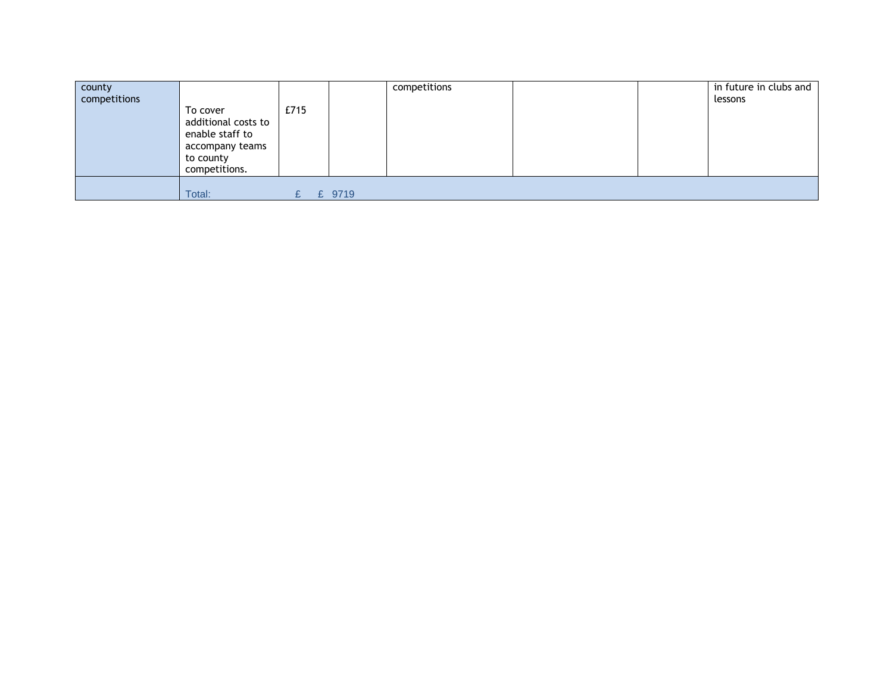| | | | | | | | |
|---|---|---|---|---|---|---|---|
| county competitions | To cover additional costs to enable staff to accompany teams to county competitions. | £715 | | competitions | | | in future in clubs and lessons |
| | Total: | £ | £ 9719 | | | | |